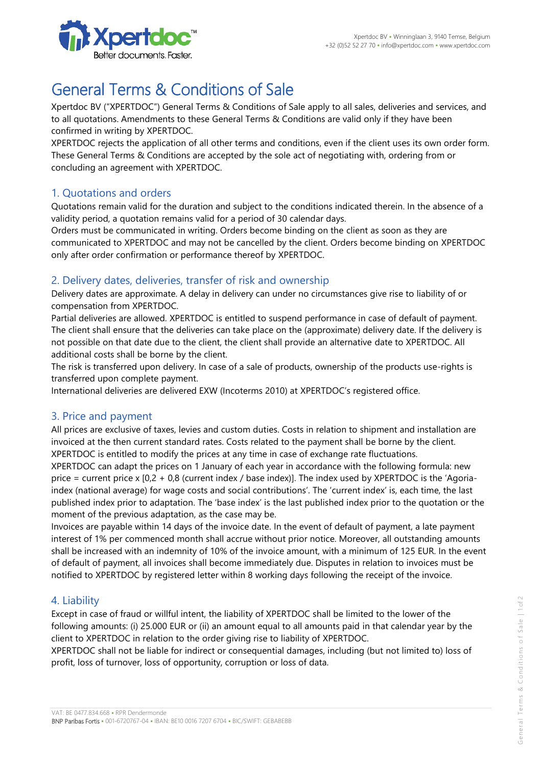Xpertdoc BV • Winninglaan 3, 9140 Temse, Belgium
+32 (0)52 52 27 70 • info@xpertdoc.com • www.xpertdoc.com

# General Terms & Conditions of Sale

Xpertdoc BV ("XPERTDOC") General Terms & Conditions of Sale apply to all sales, deliveries and services, and to all quotations. Amendments to these General Terms & Conditions are valid only if they have been confirmed in writing by XPERTDOC.
XPERTDOC rejects the application of all other terms and conditions, even if the client uses its own order form. These General Terms & Conditions are accepted by the sole act of negotiating with, ordering from or concluding an agreement with XPERTDOC.

## 1. Quotations and orders

Quotations remain valid for the duration and subject to the conditions indicated therein. In the absence of a validity period, a quotation remains valid for a period of 30 calendar days.
Orders must be communicated in writing. Orders become binding on the client as soon as they are communicated to XPERTDOC and may not be cancelled by the client. Orders become binding on XPERTDOC only after order confirmation or performance thereof by XPERTDOC.

## 2. Delivery dates, deliveries, transfer of risk and ownership

Delivery dates are approximate. A delay in delivery can under no circumstances give rise to liability of or compensation from XPERTDOC.
Partial deliveries are allowed. XPERTDOC is entitled to suspend performance in case of default of payment. The client shall ensure that the deliveries can take place on the (approximate) delivery date. If the delivery is not possible on that date due to the client, the client shall provide an alternative date to XPERTDOC. All additional costs shall be borne by the client.
The risk is transferred upon delivery. In case of a sale of products, ownership of the products use-rights is transferred upon complete payment.
International deliveries are delivered EXW (Incoterms 2010) at XPERTDOC's registered office.

## 3. Price and payment

All prices are exclusive of taxes, levies and custom duties. Costs in relation to shipment and installation are invoiced at the then current standard rates. Costs related to the payment shall be borne by the client. XPERTDOC is entitled to modify the prices at any time in case of exchange rate fluctuations.
XPERTDOC can adapt the prices on 1 January of each year in accordance with the following formula: new price = current price x [0,2 + 0,8 (current index / base index)]. The index used by XPERTDOC is the 'Agoria-index (national average) for wage costs and social contributions'. The 'current index' is, each time, the last published index prior to adaptation. The 'base index' is the last published index prior to the quotation or the moment of the previous adaptation, as the case may be.
Invoices are payable within 14 days of the invoice date. In the event of default of payment, a late payment interest of 1% per commenced month shall accrue without prior notice. Moreover, all outstanding amounts shall be increased with an indemnity of 10% of the invoice amount, with a minimum of 125 EUR. In the event of default of payment, all invoices shall become immediately due. Disputes in relation to invoices must be notified to XPERTDOC by registered letter within 8 working days following the receipt of the invoice.

## 4. Liability

Except in case of fraud or willful intent, the liability of XPERTDOC shall be limited to the lower of the following amounts: (i) 25.000 EUR or (ii) an amount equal to all amounts paid in that calendar year by the client to XPERTDOC in relation to the order giving rise to liability of XPERTDOC.
XPERTDOC shall not be liable for indirect or consequential damages, including (but not limited to) loss of profit, loss of turnover, loss of opportunity, corruption or loss of data.

VAT: BE 0477.834.668 • RPR Dendermonde
BNP Paribas Fortis • 001-6720767-04 • IBAN: BE10 0016 7207 6704 • BIC/SWIFT: GEBABEBB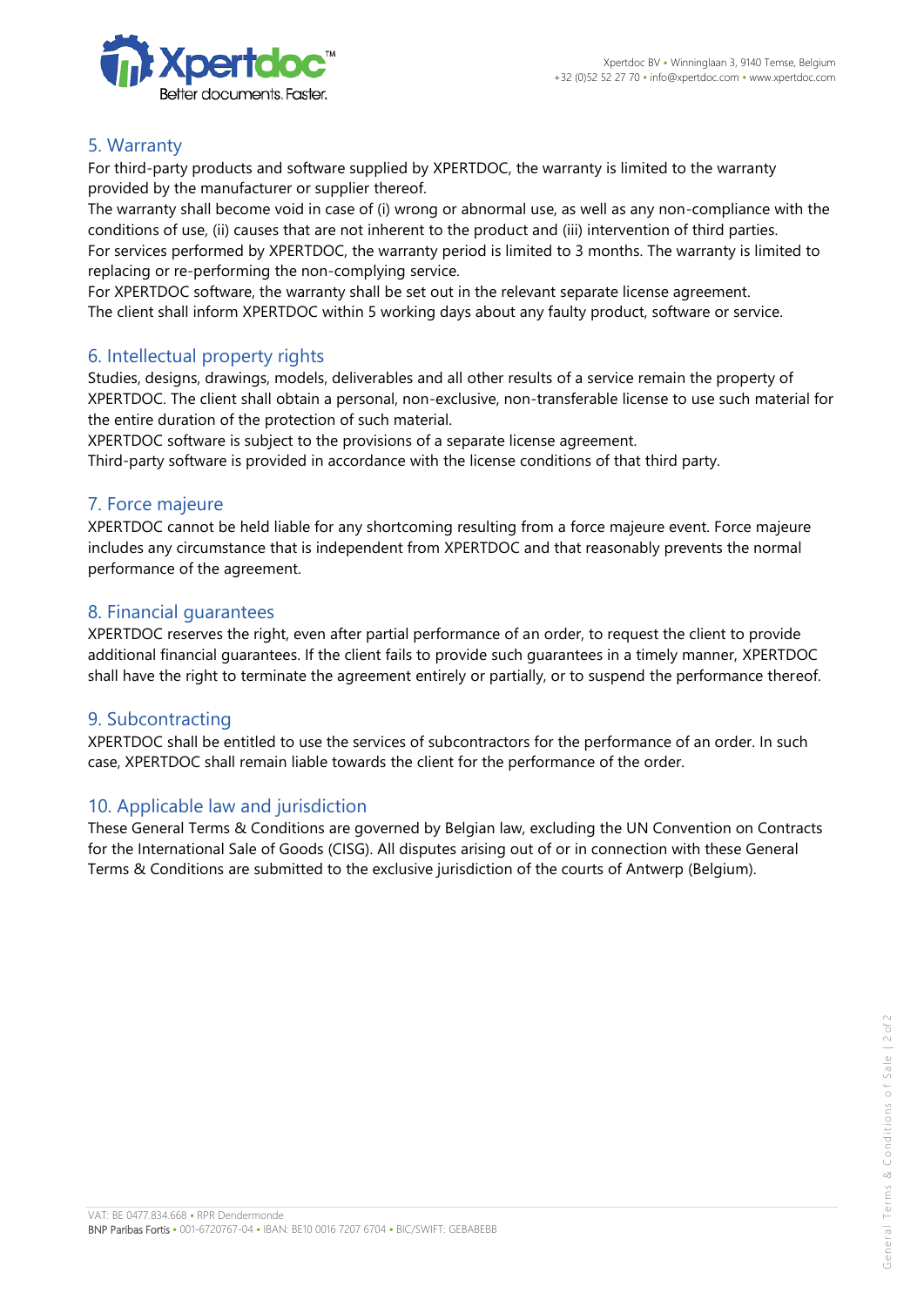## 5. Warranty

For third-party products and software supplied by XPERTDOC, the warranty is limited to the warranty provided by the manufacturer or supplier thereof.

The warranty shall become void in case of (i) wrong or abnormal use, as well as any non-compliance with the conditions of use, (ii) causes that are not inherent to the product and (iii) intervention of third parties.

For services performed by XPERTDOC, the warranty period is limited to 3 months. The warranty is limited to replacing or re-performing the non-complying service.

For XPERTDOC software, the warranty shall be set out in the relevant separate license agreement.

The client shall inform XPERTDOC within 5 working days about any faulty product, software or service.

## 6. Intellectual property rights

Studies, designs, drawings, models, deliverables and all other results of a service remain the property of XPERTDOC. The client shall obtain a personal, non-exclusive, non-transferable license to use such material for the entire duration of the protection of such material.

XPERTDOC software is subject to the provisions of a separate license agreement.

Third-party software is provided in accordance with the license conditions of that third party.

## 7. Force majeure

XPERTDOC cannot be held liable for any shortcoming resulting from a force majeure event. Force majeure includes any circumstance that is independent from XPERTDOC and that reasonably prevents the normal performance of the agreement.

## 8. Financial guarantees

XPERTDOC reserves the right, even after partial performance of an order, to request the client to provide additional financial guarantees. If the client fails to provide such guarantees in a timely manner, XPERTDOC shall have the right to terminate the agreement entirely or partially, or to suspend the performance thereof.

## 9. Subcontracting

XPERTDOC shall be entitled to use the services of subcontractors for the performance of an order. In such case, XPERTDOC shall remain liable towards the client for the performance of the order.

## 10. Applicable law and jurisdiction

These General Terms & Conditions are governed by Belgian law, excluding the UN Convention on Contracts for the International Sale of Goods (CISG). All disputes arising out of or in connection with these General Terms & Conditions are submitted to the exclusive jurisdiction of the courts of Antwerp (Belgium).